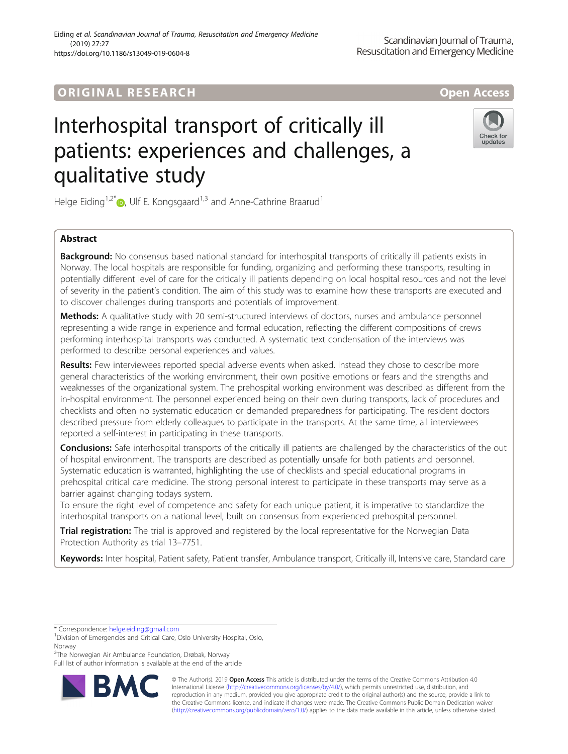ORIGINAL RESEARCH

Open Access

# Interhospital transport of critically ill patients: experiences and challenges, a qualitative study

Helge Eiding[1,2*], Ulf E. Kongsgaard[1,3] and Anne-Cathrine Braarud[1]

## Abstract

**Background:** No consensus based national standard for interhospital transports of critically ill patients exists in Norway. The local hospitals are responsible for funding, organizing and performing these transports, resulting in potentially different level of care for the critically ill patients depending on local hospital resources and not the level of severity in the patient's condition. The aim of this study was to examine how these transports are executed and to discover challenges during transports and potentials of improvement.

**Methods:** A qualitative study with 20 semi-structured interviews of doctors, nurses and ambulance personnel representing a wide range in experience and formal education, reflecting the different compositions of crews performing interhospital transports was conducted. A systematic text condensation of the interviews was performed to describe personal experiences and values.

**Results:** Few interviewees reported special adverse events when asked. Instead they chose to describe more general characteristics of the working environment, their own positive emotions or fears and the strengths and weaknesses of the organizational system. The prehospital working environment was described as different from the in-hospital environment. The personnel experienced being on their own during transports, lack of procedures and checklists and often no systematic education or demanded preparedness for participating. The resident doctors described pressure from elderly colleagues to participate in the transports. At the same time, all interviewees reported a self-interest in participating in these transports.

**Conclusions:** Safe interhospital transports of the critically ill patients are challenged by the characteristics of the out of hospital environment. The transports are described as potentially unsafe for both patients and personnel. Systematic education is warranted, highlighting the use of checklists and special educational programs in prehospital critical care medicine. The strong personal interest to participate in these transports may serve as a barrier against changing todays system.

To ensure the right level of competence and safety for each unique patient, it is imperative to standardize the interhospital transports on a national level, built on consensus from experienced prehospital personnel.

**Trial registration:** The trial is approved and registered by the local representative for the Norwegian Data Protection Authority as trial 13–7751.

**Keywords:** Inter hospital, Patient safety, Patient transfer, Ambulance transport, Critically ill, Intensive care, Standard care

\* Correspondence: helge.eiding@gmail.com
[1]Division of Emergencies and Critical Care, Oslo University Hospital, Oslo, Norway
[2]The Norwegian Air Ambulance Foundation, Drøbak, Norway
Full list of author information is available at the end of the article

© The Author(s). 2019 **Open Access** This article is distributed under the terms of the Creative Commons Attribution 4.0 International License (http://creativecommons.org/licenses/by/4.0/), which permits unrestricted use, distribution, and reproduction in any medium, provided you give appropriate credit to the original author(s) and the source, provide a link to the Creative Commons license, and indicate if changes were made. The Creative Commons Public Domain Dedication waiver (http://creativecommons.org/publicdomain/zero/1.0/) applies to the data made available in this article, unless otherwise stated.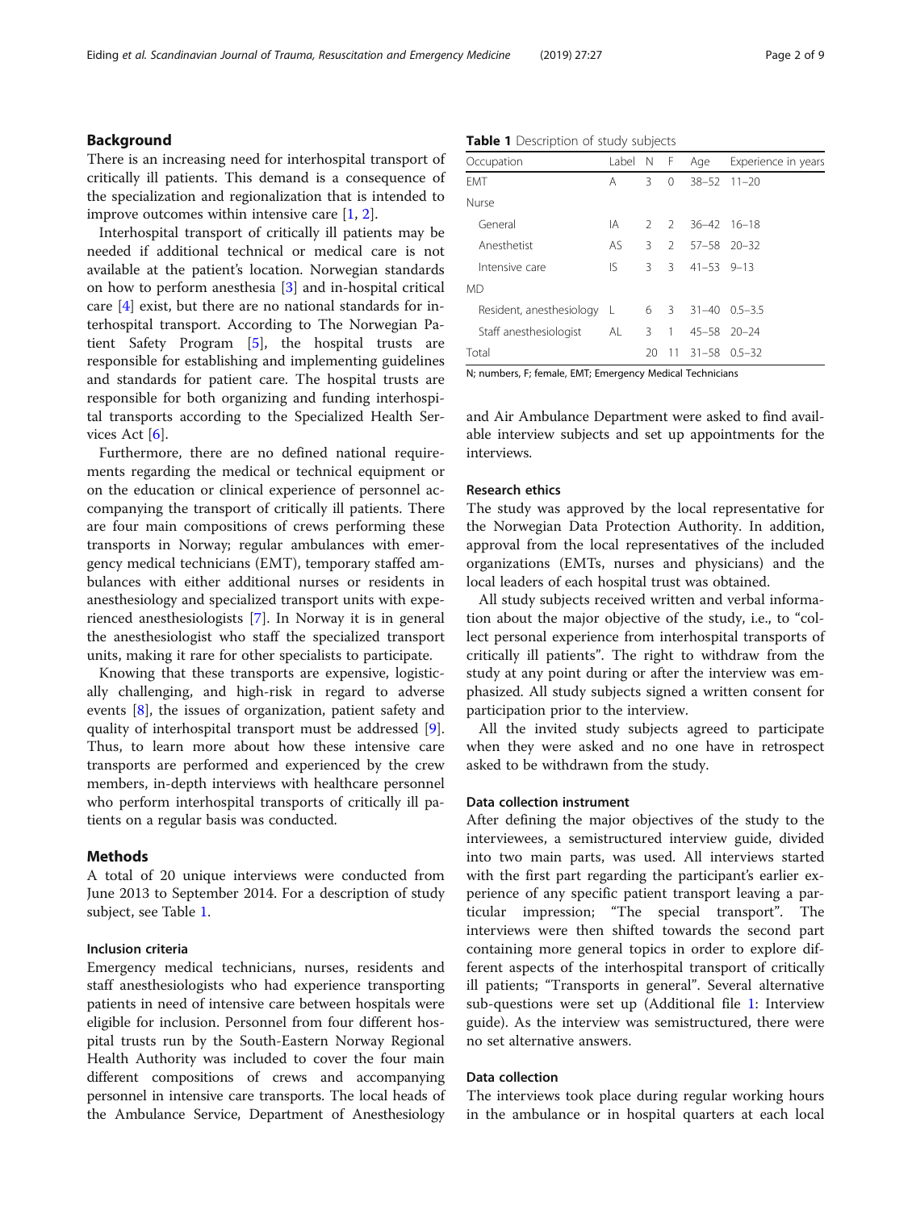## Background

There is an increasing need for interhospital transport of critically ill patients. This demand is a consequence of the specialization and regionalization that is intended to improve outcomes within intensive care [1, 2].

Interhospital transport of critically ill patients may be needed if additional technical or medical care is not available at the patient's location. Norwegian standards on how to perform anesthesia [3] and in-hospital critical care [4] exist, but there are no national standards for interhospital transport. According to The Norwegian Patient Safety Program [5], the hospital trusts are responsible for establishing and implementing guidelines and standards for patient care. The hospital trusts are responsible for both organizing and funding interhospital transports according to the Specialized Health Services Act [6].

Furthermore, there are no defined national requirements regarding the medical or technical equipment or on the education or clinical experience of personnel accompanying the transport of critically ill patients. There are four main compositions of crews performing these transports in Norway; regular ambulances with emergency medical technicians (EMT), temporary staffed ambulances with either additional nurses or residents in anesthesiology and specialized transport units with experienced anesthesiologists [7]. In Norway it is in general the anesthesiologist who staff the specialized transport units, making it rare for other specialists to participate.

Knowing that these transports are expensive, logistically challenging, and high-risk in regard to adverse events [8], the issues of organization, patient safety and quality of interhospital transport must be addressed [9]. Thus, to learn more about how these intensive care transports are performed and experienced by the crew members, in-depth interviews with healthcare personnel who perform interhospital transports of critically ill patients on a regular basis was conducted.

## Methods

A total of 20 unique interviews were conducted from June 2013 to September 2014. For a description of study subject, see Table 1.

**Table 1** Description of study subjects

| Occupation | Label | N | F | Age | Experience in years |
|---|---|---|---|---|---|
| EMT | A | 3 | 0 | 38–52 | 11–20 |
| Nurse | | | | | |
| General | IA | 2 | 2 | 36–42 | 16–18 |
| Anesthetist | AS | 3 | 2 | 57–58 | 20–32 |
| Intensive care | IS | 3 | 3 | 41–53 | 9–13 |
| MD | | | | | |
| Resident, anesthesiology | L | 6 | 3 | 31–40 | 0.5–3.5 |
| Staff anesthesiologist | AL | 3 | 1 | 45–58 | 20–24 |
| Total | | 20 | 11 | 31–58 | 0.5–32 |

N; numbers, F; female, EMT; Emergency Medical Technicians

### Inclusion criteria

Emergency medical technicians, nurses, residents and staff anesthesiologists who had experience transporting patients in need of intensive care between hospitals were eligible for inclusion. Personnel from four different hospital trusts run by the South-Eastern Norway Regional Health Authority was included to cover the four main different compositions of crews and accompanying personnel in intensive care transports. The local heads of the Ambulance Service, Department of Anesthesiology and Air Ambulance Department were asked to find available interview subjects and set up appointments for the interviews.

### Research ethics

The study was approved by the local representative for the Norwegian Data Protection Authority. In addition, approval from the local representatives of the included organizations (EMTs, nurses and physicians) and the local leaders of each hospital trust was obtained.

All study subjects received written and verbal information about the major objective of the study, i.e., to "collect personal experience from interhospital transports of critically ill patients". The right to withdraw from the study at any point during or after the interview was emphasized. All study subjects signed a written consent for participation prior to the interview.

All the invited study subjects agreed to participate when they were asked and no one have in retrospect asked to be withdrawn from the study.

### Data collection instrument

After defining the major objectives of the study to the interviewees, a semistructured interview guide, divided into two main parts, was used. All interviews started with the first part regarding the participant's earlier experience of any specific patient transport leaving a particular impression; "The special transport". The interviews were then shifted towards the second part containing more general topics in order to explore different aspects of the interhospital transport of critically ill patients; "Transports in general". Several alternative sub-questions were set up (Additional file 1: Interview guide). As the interview was semistructured, there were no set alternative answers.

### Data collection

The interviews took place during regular working hours in the ambulance or in hospital quarters at each local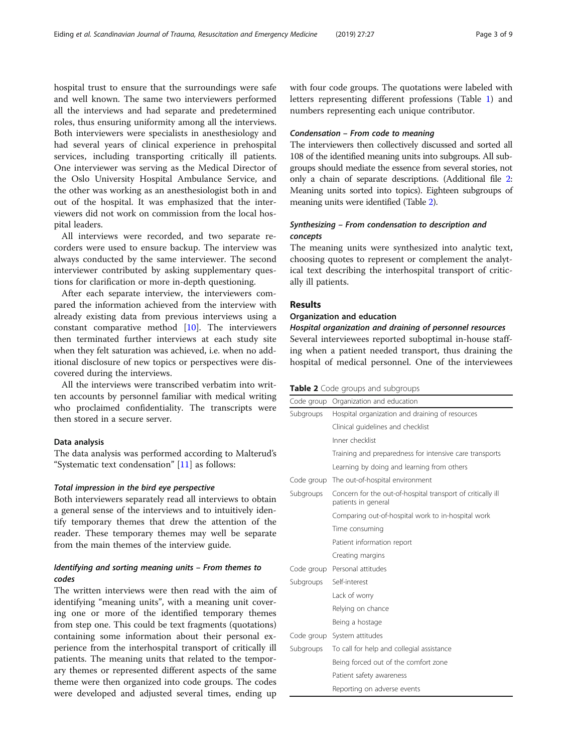hospital trust to ensure that the surroundings were safe and well known. The same two interviewers performed all the interviews and had separate and predetermined roles, thus ensuring uniformity among all the interviews. Both interviewers were specialists in anesthesiology and had several years of clinical experience in prehospital services, including transporting critically ill patients. One interviewer was serving as the Medical Director of the Oslo University Hospital Ambulance Service, and the other was working as an anesthesiologist both in and out of the hospital. It was emphasized that the interviewers did not work on commission from the local hospital leaders.

All interviews were recorded, and two separate recorders were used to ensure backup. The interview was always conducted by the same interviewer. The second interviewer contributed by asking supplementary questions for clarification or more in-depth questioning.

After each separate interview, the interviewers compared the information achieved from the interview with already existing data from previous interviews using a constant comparative method [10]. The interviewers then terminated further interviews at each study site when they felt saturation was achieved, i.e. when no additional disclosure of new topics or perspectives were discovered during the interviews.

All the interviews were transcribed verbatim into written accounts by personnel familiar with medical writing who proclaimed confidentiality. The transcripts were then stored in a secure server.

### Data analysis

The data analysis was performed according to Malterud's "Systematic text condensation" [11] as follows:

#### *Total impression in the bird eye perspective*

Both interviewers separately read all interviews to obtain a general sense of the interviews and to intuitively identify temporary themes that drew the attention of the reader. These temporary themes may well be separate from the main themes of the interview guide.

#### *Identifying and sorting meaning units – From themes to codes*

The written interviews were then read with the aim of identifying "meaning units", with a meaning unit covering one or more of the identified temporary themes from step one. This could be text fragments (quotations) containing some information about their personal experience from the interhospital transport of critically ill patients. The meaning units that related to the temporary themes or represented different aspects of the same theme were then organized into code groups. The codes were developed and adjusted several times, ending up with four code groups. The quotations were labeled with letters representing different professions (Table 1) and numbers representing each unique contributor.

#### *Condensation – From code to meaning*

The interviewers then collectively discussed and sorted all 108 of the identified meaning units into subgroups. All subgroups should mediate the essence from several stories, not only a chain of separate descriptions. (Additional file 2: Meaning units sorted into topics). Eighteen subgroups of meaning units were identified (Table 2).

#### *Synthesizing – From condensation to description and concepts*

The meaning units were synthesized into analytic text, choosing quotes to represent or complement the analytical text describing the interhospital transport of critically ill patients.

## Results

### Organization and education

#### *Hospital organization and draining of personnel resources*

Several interviewees reported suboptimal in-house staffing when a patient needed transport, thus draining the hospital of medical personnel. One of the interviewees

**Table 2** Code groups and subgroups

| Code group | Organization and education |
|---|---|
| Subgroups | Hospital organization and draining of resources |
| | Clinical guidelines and checklist |
| | Inner checklist |
| | Training and preparedness for intensive care transports |
| | Learning by doing and learning from others |
| Code group | The out-of-hospital environment |
| Subgroups | Concern for the out-of-hospital transport of critically ill patients in general |
| | Comparing out-of-hospital work to in-hospital work |
| | Time consuming |
| | Patient information report |
| | Creating margins |
| Code group | Personal attitudes |
| Subgroups | Self-interest |
| | Lack of worry |
| | Relying on chance |
| | Being a hostage |
| Code group | System attitudes |
| Subgroups | To call for help and collegial assistance |
| | Being forced out of the comfort zone |
| | Patient safety awareness |
| | Reporting on adverse events |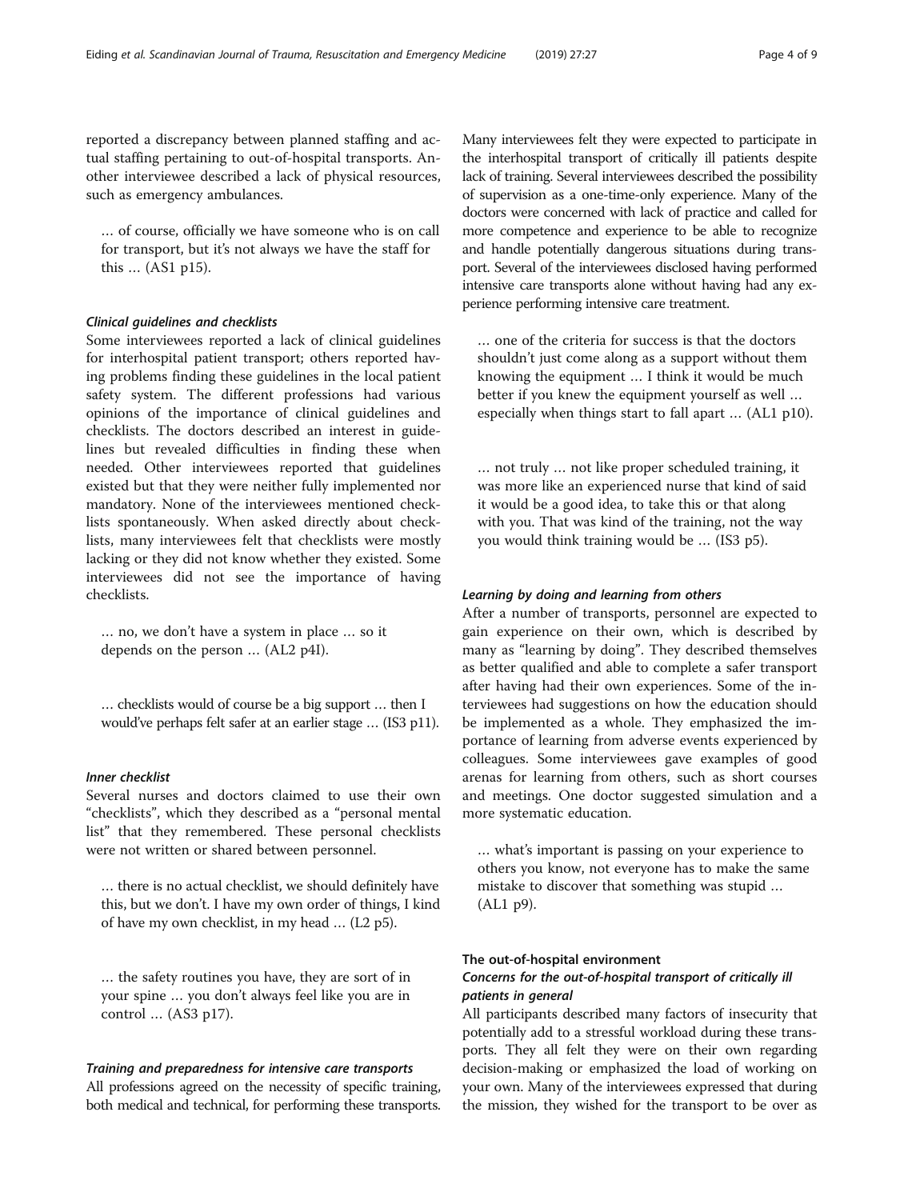reported a discrepancy between planned staffing and actual staffing pertaining to out-of-hospital transports. Another interviewee described a lack of physical resources, such as emergency ambulances.

> … of course, officially we have someone who is on call for transport, but it's not always we have the staff for this … (AS1 p15).

#### *Clinical guidelines and checklists*

Some interviewees reported a lack of clinical guidelines for interhospital patient transport; others reported having problems finding these guidelines in the local patient safety system. The different professions had various opinions of the importance of clinical guidelines and checklists. The doctors described an interest in guidelines but revealed difficulties in finding these when needed. Other interviewees reported that guidelines existed but that they were neither fully implemented nor mandatory. None of the interviewees mentioned checklists spontaneously. When asked directly about checklists, many interviewees felt that checklists were mostly lacking or they did not know whether they existed. Some interviewees did not see the importance of having checklists.

> … no, we don't have a system in place … so it depends on the person … (AL2 p4I).

> … checklists would of course be a big support … then I would've perhaps felt safer at an earlier stage … (IS3 p11).

#### *Inner checklist*

Several nurses and doctors claimed to use their own "checklists", which they described as a "personal mental list" that they remembered. These personal checklists were not written or shared between personnel.

> … there is no actual checklist, we should definitely have this, but we don't. I have my own order of things, I kind of have my own checklist, in my head … (L2 p5).

> … the safety routines you have, they are sort of in your spine … you don't always feel like you are in control … (AS3 p17).

#### *Training and preparedness for intensive care transports*

All professions agreed on the necessity of specific training, both medical and technical, for performing these transports. Many interviewees felt they were expected to participate in the interhospital transport of critically ill patients despite lack of training. Several interviewees described the possibility of supervision as a one-time-only experience. Many of the doctors were concerned with lack of practice and called for more competence and experience to be able to recognize and handle potentially dangerous situations during transport. Several of the interviewees disclosed having performed intensive care transports alone without having had any experience performing intensive care treatment.

> … one of the criteria for success is that the doctors shouldn't just come along as a support without them knowing the equipment … I think it would be much better if you knew the equipment yourself as well … especially when things start to fall apart … (AL1 p10).

> … not truly … not like proper scheduled training, it was more like an experienced nurse that kind of said it would be a good idea, to take this or that along with you. That was kind of the training, not the way you would think training would be … (IS3 p5).

#### *Learning by doing and learning from others*

After a number of transports, personnel are expected to gain experience on their own, which is described by many as "learning by doing". They described themselves as better qualified and able to complete a safer transport after having had their own experiences. Some of the interviewees had suggestions on how the education should be implemented as a whole. They emphasized the importance of learning from adverse events experienced by colleagues. Some interviewees gave examples of good arenas for learning from others, such as short courses and meetings. One doctor suggested simulation and a more systematic education.

> … what's important is passing on your experience to others you know, not everyone has to make the same mistake to discover that something was stupid … (AL1 p9).

### The out-of-hospital environment

#### *Concerns for the out-of-hospital transport of critically ill patients in general*

All participants described many factors of insecurity that potentially add to a stressful workload during these transports. They all felt they were on their own regarding decision-making or emphasized the load of working on your own. Many of the interviewees expressed that during the mission, they wished for the transport to be over as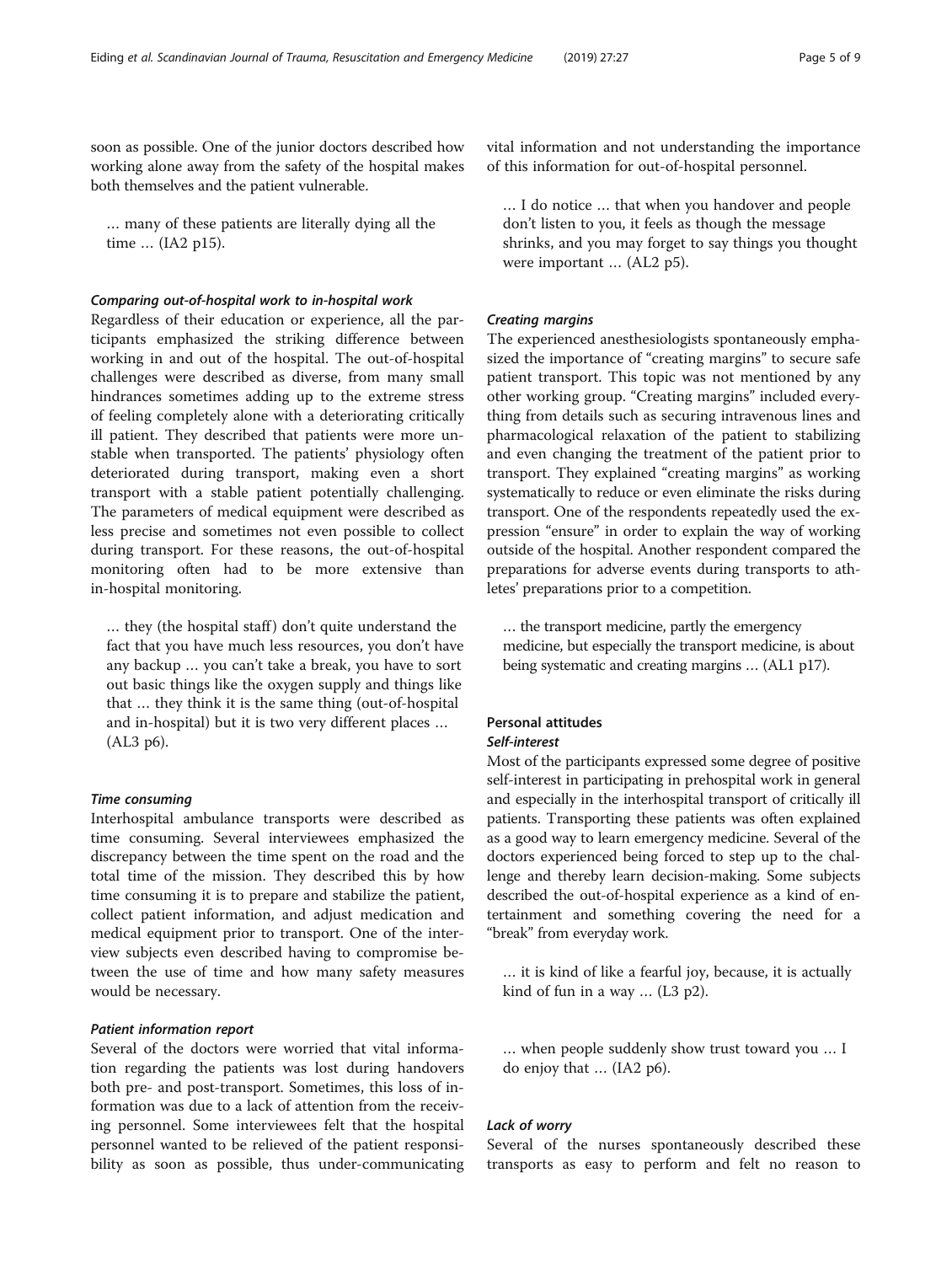soon as possible. One of the junior doctors described how working alone away from the safety of the hospital makes both themselves and the patient vulnerable.

> … many of these patients are literally dying all the time … (IA2 p15).

#### *Comparing out-of-hospital work to in-hospital work*

Regardless of their education or experience, all the participants emphasized the striking difference between working in and out of the hospital. The out-of-hospital challenges were described as diverse, from many small hindrances sometimes adding up to the extreme stress of feeling completely alone with a deteriorating critically ill patient. They described that patients were more unstable when transported. The patients' physiology often deteriorated during transport, making even a short transport with a stable patient potentially challenging. The parameters of medical equipment were described as less precise and sometimes not even possible to collect during transport. For these reasons, the out-of-hospital monitoring often had to be more extensive than in-hospital monitoring.

> … they (the hospital staff) don't quite understand the fact that you have much less resources, you don't have any backup … you can't take a break, you have to sort out basic things like the oxygen supply and things like that … they think it is the same thing (out-of-hospital and in-hospital) but it is two very different places … (AL3 p6).

#### *Time consuming*

Interhospital ambulance transports were described as time consuming. Several interviewees emphasized the discrepancy between the time spent on the road and the total time of the mission. They described this by how time consuming it is to prepare and stabilize the patient, collect patient information, and adjust medication and medical equipment prior to transport. One of the interview subjects even described having to compromise between the use of time and how many safety measures would be necessary.

#### *Patient information report*

Several of the doctors were worried that vital information regarding the patients was lost during handovers both pre- and post-transport. Sometimes, this loss of information was due to a lack of attention from the receiving personnel. Some interviewees felt that the hospital personnel wanted to be relieved of the patient responsibility as soon as possible, thus under-communicating vital information and not understanding the importance of this information for out-of-hospital personnel.

> … I do notice … that when you handover and people don't listen to you, it feels as though the message shrinks, and you may forget to say things you thought were important … (AL2 p5).

#### *Creating margins*

The experienced anesthesiologists spontaneously emphasized the importance of "creating margins" to secure safe patient transport. This topic was not mentioned by any other working group. "Creating margins" included everything from details such as securing intravenous lines and pharmacological relaxation of the patient to stabilizing and even changing the treatment of the patient prior to transport. They explained "creating margins" as working systematically to reduce or even eliminate the risks during transport. One of the respondents repeatedly used the expression "ensure" in order to explain the way of working outside of the hospital. Another respondent compared the preparations for adverse events during transports to athletes' preparations prior to a competition.

> … the transport medicine, partly the emergency medicine, but especially the transport medicine, is about being systematic and creating margins … (AL1 p17).

### Personal attitudes

#### *Self-interest*

Most of the participants expressed some degree of positive self-interest in participating in prehospital work in general and especially in the interhospital transport of critically ill patients. Transporting these patients was often explained as a good way to learn emergency medicine. Several of the doctors experienced being forced to step up to the challenge and thereby learn decision-making. Some subjects described the out-of-hospital experience as a kind of entertainment and something covering the need for a "break" from everyday work.

> … it is kind of like a fearful joy, because, it is actually kind of fun in a way … (L3 p2).

> … when people suddenly show trust toward you … I do enjoy that … (IA2 p6).

#### *Lack of worry*

Several of the nurses spontaneously described these transports as easy to perform and felt no reason to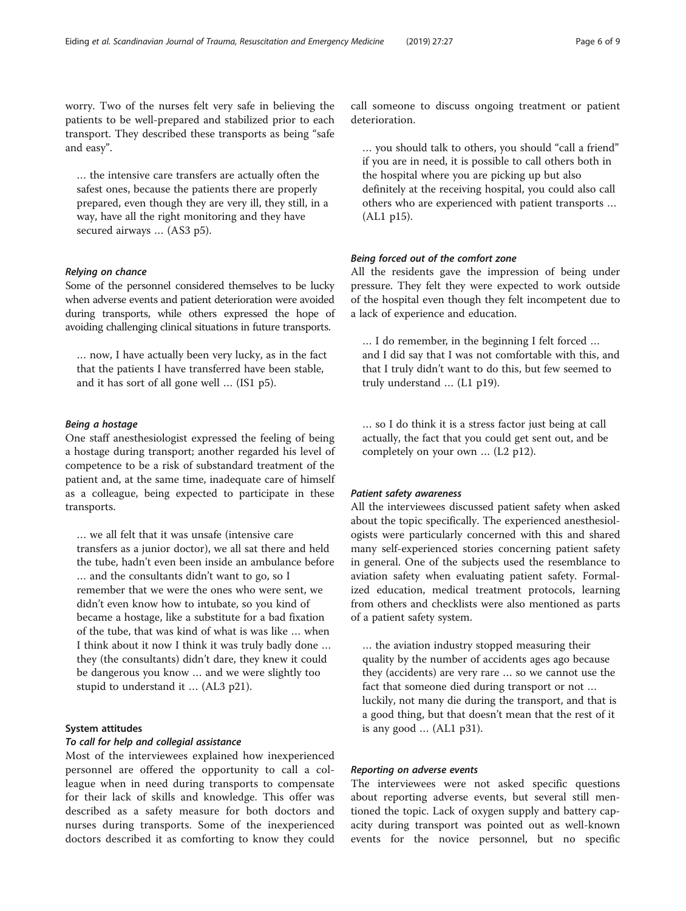worry. Two of the nurses felt very safe in believing the patients to be well-prepared and stabilized prior to each transport. They described these transports as being "safe and easy".

> … the intensive care transfers are actually often the safest ones, because the patients there are properly prepared, even though they are very ill, they still, in a way, have all the right monitoring and they have secured airways … (AS3 p5).

#### *Relying on chance*

Some of the personnel considered themselves to be lucky when adverse events and patient deterioration were avoided during transports, while others expressed the hope of avoiding challenging clinical situations in future transports.

> … now, I have actually been very lucky, as in the fact that the patients I have transferred have been stable, and it has sort of all gone well … (IS1 p5).

#### *Being a hostage*

One staff anesthesiologist expressed the feeling of being a hostage during transport; another regarded his level of competence to be a risk of substandard treatment of the patient and, at the same time, inadequate care of himself as a colleague, being expected to participate in these transports.

> … we all felt that it was unsafe (intensive care transfers as a junior doctor), we all sat there and held the tube, hadn't even been inside an ambulance before … and the consultants didn't want to go, so I remember that we were the ones who were sent, we didn't even know how to intubate, so you kind of became a hostage, like a substitute for a bad fixation of the tube, that was kind of what is was like … when I think about it now I think it was truly badly done … they (the consultants) didn't dare, they knew it could be dangerous you know … and we were slightly too stupid to understand it … (AL3 p21).

### System attitudes

#### *To call for help and collegial assistance*

Most of the interviewees explained how inexperienced personnel are offered the opportunity to call a colleague when in need during transports to compensate for their lack of skills and knowledge. This offer was described as a safety measure for both doctors and nurses during transports. Some of the inexperienced doctors described it as comforting to know they could call someone to discuss ongoing treatment or patient deterioration.

> … you should talk to others, you should "call a friend" if you are in need, it is possible to call others both in the hospital where you are picking up but also definitely at the receiving hospital, you could also call others who are experienced with patient transports … (AL1 p15).

#### *Being forced out of the comfort zone*

All the residents gave the impression of being under pressure. They felt they were expected to work outside of the hospital even though they felt incompetent due to a lack of experience and education.

> … I do remember, in the beginning I felt forced … and I did say that I was not comfortable with this, and that I truly didn't want to do this, but few seemed to truly understand … (L1 p19).

> … so I do think it is a stress factor just being at call actually, the fact that you could get sent out, and be completely on your own … (L2 p12).

#### *Patient safety awareness*

All the interviewees discussed patient safety when asked about the topic specifically. The experienced anesthesiologists were particularly concerned with this and shared many self-experienced stories concerning patient safety in general. One of the subjects used the resemblance to aviation safety when evaluating patient safety. Formalized education, medical treatment protocols, learning from others and checklists were also mentioned as parts of a patient safety system.

> … the aviation industry stopped measuring their quality by the number of accidents ages ago because they (accidents) are very rare … so we cannot use the fact that someone died during transport or not … luckily, not many die during the transport, and that is a good thing, but that doesn't mean that the rest of it is any good … (AL1 p31).

#### *Reporting on adverse events*

The interviewees were not asked specific questions about reporting adverse events, but several still mentioned the topic. Lack of oxygen supply and battery capacity during transport was pointed out as well-known events for the novice personnel, but no specific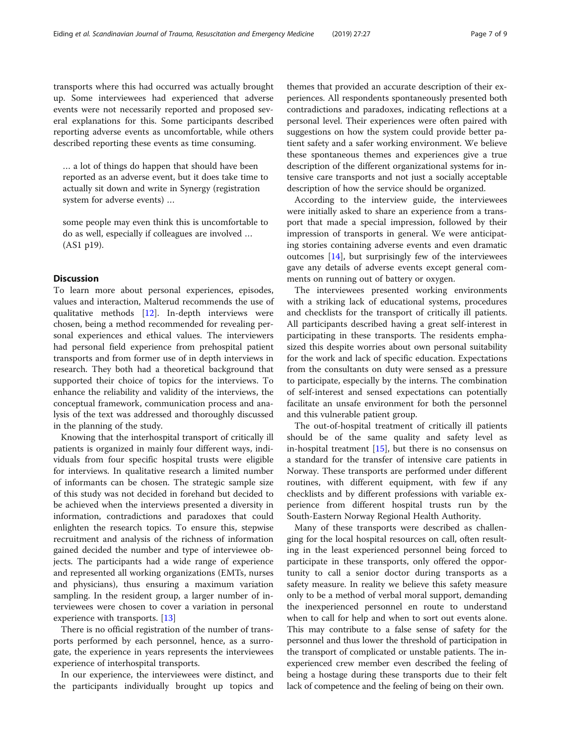transports where this had occurred was actually brought up. Some interviewees had experienced that adverse events were not necessarily reported and proposed several explanations for this. Some participants described reporting adverse events as uncomfortable, while others described reporting these events as time consuming.

> … a lot of things do happen that should have been reported as an adverse event, but it does take time to actually sit down and write in Synergy (registration system for adverse events) …
>
> some people may even think this is uncomfortable to do as well, especially if colleagues are involved … (AS1 p19).

## Discussion

To learn more about personal experiences, episodes, values and interaction, Malterud recommends the use of qualitative methods [12]. In-depth interviews were chosen, being a method recommended for revealing personal experiences and ethical values. The interviewers had personal field experience from prehospital patient transports and from former use of in depth interviews in research. They both had a theoretical background that supported their choice of topics for the interviews. To enhance the reliability and validity of the interviews, the conceptual framework, communication process and analysis of the text was addressed and thoroughly discussed in the planning of the study.

Knowing that the interhospital transport of critically ill patients is organized in mainly four different ways, individuals from four specific hospital trusts were eligible for interviews. In qualitative research a limited number of informants can be chosen. The strategic sample size of this study was not decided in forehand but decided to be achieved when the interviews presented a diversity in information, contradictions and paradoxes that could enlighten the research topics. To ensure this, stepwise recruitment and analysis of the richness of information gained decided the number and type of interviewee objects. The participants had a wide range of experience and represented all working organizations (EMTs, nurses and physicians), thus ensuring a maximum variation sampling. In the resident group, a larger number of interviewees were chosen to cover a variation in personal experience with transports. [13]

There is no official registration of the number of transports performed by each personnel, hence, as a surrogate, the experience in years represents the interviewees experience of interhospital transports.

In our experience, the interviewees were distinct, and the participants individually brought up topics and themes that provided an accurate description of their experiences. All respondents spontaneously presented both contradictions and paradoxes, indicating reflections at a personal level. Their experiences were often paired with suggestions on how the system could provide better patient safety and a safer working environment. We believe these spontaneous themes and experiences give a true description of the different organizational systems for intensive care transports and not just a socially acceptable description of how the service should be organized.

According to the interview guide, the interviewees were initially asked to share an experience from a transport that made a special impression, followed by their impression of transports in general. We were anticipating stories containing adverse events and even dramatic outcomes [14], but surprisingly few of the interviewees gave any details of adverse events except general comments on running out of battery or oxygen.

The interviewees presented working environments with a striking lack of educational systems, procedures and checklists for the transport of critically ill patients. All participants described having a great self-interest in participating in these transports. The residents emphasized this despite worries about own personal suitability for the work and lack of specific education. Expectations from the consultants on duty were sensed as a pressure to participate, especially by the interns. The combination of self-interest and sensed expectations can potentially facilitate an unsafe environment for both the personnel and this vulnerable patient group.

The out-of-hospital treatment of critically ill patients should be of the same quality and safety level as in-hospital treatment [15], but there is no consensus on a standard for the transfer of intensive care patients in Norway. These transports are performed under different routines, with different equipment, with few if any checklists and by different professions with variable experience from different hospital trusts run by the South-Eastern Norway Regional Health Authority.

Many of these transports were described as challenging for the local hospital resources on call, often resulting in the least experienced personnel being forced to participate in these transports, only offered the opportunity to call a senior doctor during transports as a safety measure. In reality we believe this safety measure only to be a method of verbal moral support, demanding the inexperienced personnel en route to understand when to call for help and when to sort out events alone. This may contribute to a false sense of safety for the personnel and thus lower the threshold of participation in the transport of complicated or unstable patients. The inexperienced crew member even described the feeling of being a hostage during these transports due to their felt lack of competence and the feeling of being on their own.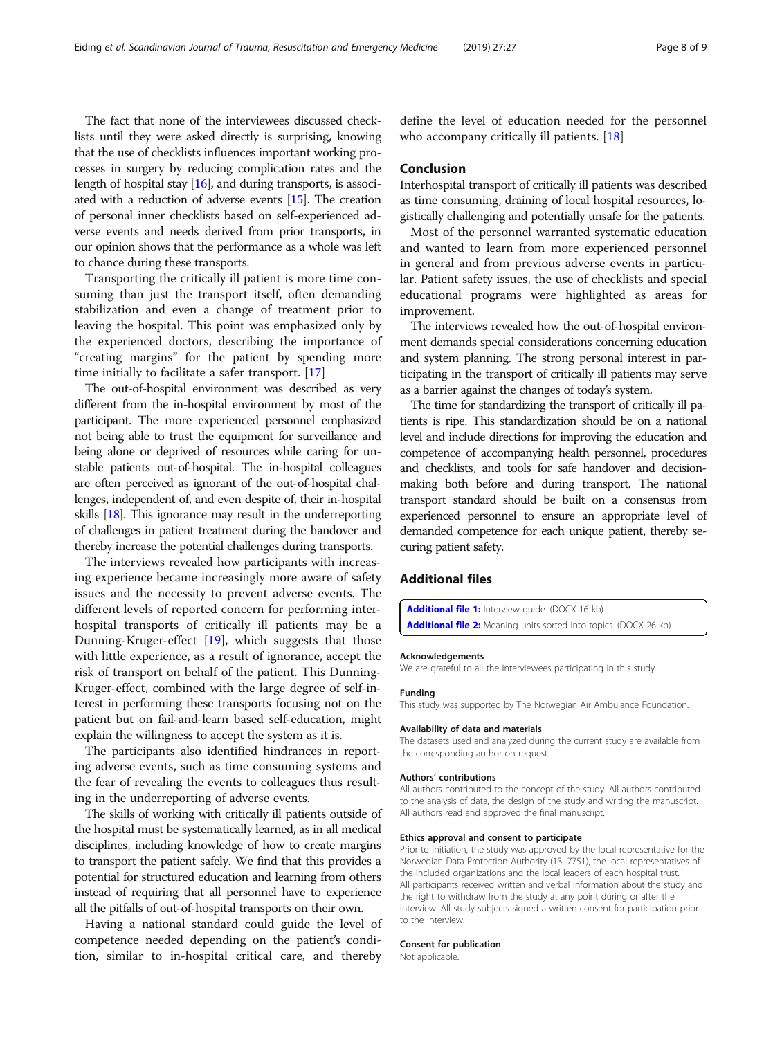The fact that none of the interviewees discussed checklists until they were asked directly is surprising, knowing that the use of checklists influences important working processes in surgery by reducing complication rates and the length of hospital stay [16], and during transports, is associated with a reduction of adverse events [15]. The creation of personal inner checklists based on self-experienced adverse events and needs derived from prior transports, in our opinion shows that the performance as a whole was left to chance during these transports.

Transporting the critically ill patient is more time consuming than just the transport itself, often demanding stabilization and even a change of treatment prior to leaving the hospital. This point was emphasized only by the experienced doctors, describing the importance of "creating margins" for the patient by spending more time initially to facilitate a safer transport. [17]

The out-of-hospital environment was described as very different from the in-hospital environment by most of the participant. The more experienced personnel emphasized not being able to trust the equipment for surveillance and being alone or deprived of resources while caring for unstable patients out-of-hospital. The in-hospital colleagues are often perceived as ignorant of the out-of-hospital challenges, independent of, and even despite of, their in-hospital skills [18]. This ignorance may result in the underreporting of challenges in patient treatment during the handover and thereby increase the potential challenges during transports.

The interviews revealed how participants with increasing experience became increasingly more aware of safety issues and the necessity to prevent adverse events. The different levels of reported concern for performing interhospital transports of critically ill patients may be a Dunning-Kruger-effect [19], which suggests that those with little experience, as a result of ignorance, accept the risk of transport on behalf of the patient. This Dunning-Kruger-effect, combined with the large degree of self-interest in performing these transports focusing not on the patient but on fail-and-learn based self-education, might explain the willingness to accept the system as it is.

The participants also identified hindrances in reporting adverse events, such as time consuming systems and the fear of revealing the events to colleagues thus resulting in the underreporting of adverse events.

The skills of working with critically ill patients outside of the hospital must be systematically learned, as in all medical disciplines, including knowledge of how to create margins to transport the patient safely. We find that this provides a potential for structured education and learning from others instead of requiring that all personnel have to experience all the pitfalls of out-of-hospital transports on their own.

Having a national standard could guide the level of competence needed depending on the patient's condition, similar to in-hospital critical care, and thereby define the level of education needed for the personnel who accompany critically ill patients. [18]

## Conclusion

Interhospital transport of critically ill patients was described as time consuming, draining of local hospital resources, logistically challenging and potentially unsafe for the patients.

Most of the personnel warranted systematic education and wanted to learn from more experienced personnel in general and from previous adverse events in particular. Patient safety issues, the use of checklists and special educational programs were highlighted as areas for improvement.

The interviews revealed how the out-of-hospital environment demands special considerations concerning education and system planning. The strong personal interest in participating in the transport of critically ill patients may serve as a barrier against the changes of today's system.

The time for standardizing the transport of critically ill patients is ripe. This standardization should be on a national level and include directions for improving the education and competence of accompanying health personnel, procedures and checklists, and tools for safe handover and decision-making both before and during transport. The national transport standard should be built on a consensus from experienced personnel to ensure an appropriate level of demanded competence for each unique patient, thereby securing patient safety.

## Additional files

**Additional file 1:** Interview guide. (DOCX 16 kb)
**Additional file 2:** Meaning units sorted into topics. (DOCX 26 kb)

#### Acknowledgements
We are grateful to all the interviewees participating in this study.

#### Funding
This study was supported by The Norwegian Air Ambulance Foundation.

#### Availability of data and materials
The datasets used and analyzed during the current study are available from the corresponding author on request.

#### Authors' contributions
All authors contributed to the concept of the study. All authors contributed to the analysis of data, the design of the study and writing the manuscript. All authors read and approved the final manuscript.

#### Ethics approval and consent to participate
Prior to initiation, the study was approved by the local representative for the Norwegian Data Protection Authority (13–7751), the local representatives of the included organizations and the local leaders of each hospital trust. All participants received written and verbal information about the study and the right to withdraw from the study at any point during or after the interview. All study subjects signed a written consent for participation prior to the interview.

#### Consent for publication
Not applicable.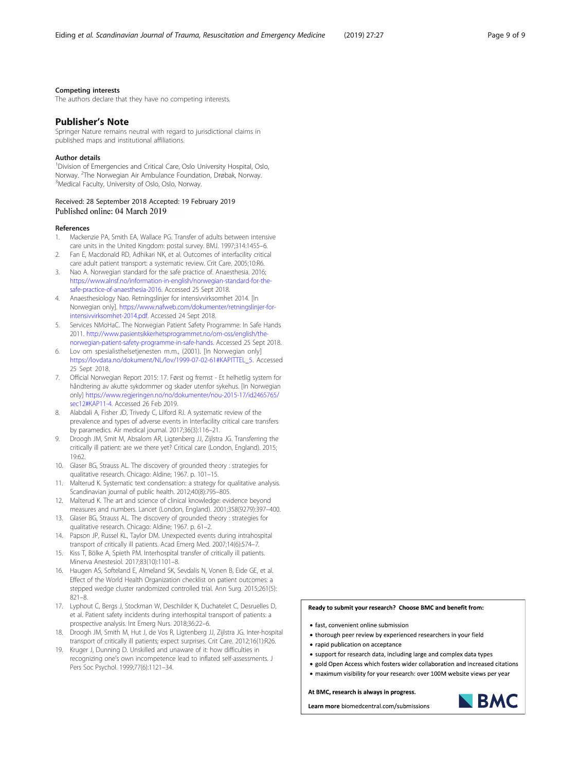### Competing interests

The authors declare that they have no competing interests.

## Publisher's Note

Springer Nature remains neutral with regard to jurisdictional claims in published maps and institutional affiliations.

### Author details

[1]Division of Emergencies and Critical Care, Oslo University Hospital, Oslo, Norway. [2]The Norwegian Air Ambulance Foundation, Drøbak, Norway. [3]Medical Faculty, University of Oslo, Oslo, Norway.

Received: 28 September 2018 Accepted: 19 February 2019
Published online: 04 March 2019

### References

1. Mackenzie PA, Smith EA, Wallace PG. Transfer of adults between intensive care units in the United Kingdom: postal survey. BMJ. 1997;314:1455–6.
2. Fan E, Macdonald RD, Adhikari NK, et al. Outcomes of interfacility critical care adult patient transport: a systematic review. Crit Care. 2005;10:R6.
3. Nao A. Norwegian standard for the safe practice of. Anaesthesia. 2016; https://www.alnsf.no/information-in-english/norwegian-standard-for-the-safe-practice-of-anaesthesia-2016. Accessed 25 Sept 2018.
4. Anaesthesiology Nao. Retningslinjer for intensivvirksomhet 2014. [In Norwegian only]. https://www.nafweb.com/dokumenter/retningslinjer-for-intensivvirksomhet-2014.pdf. Accessed 24 Sept 2018.
5. Services NMoHaC. The Norwegian Patient Safety Programme: In Safe Hands 2011. http://www.pasientsikkerhetsprogrammet.no/om-oss/english/the-norwegian-patient-safety-programme-in-safe-hands. Accessed 25 Sept 2018.
6. Lov om spesialisthelsetjenesten m.m., (2001). [In Norwegian only] https://lovdata.no/dokument/NL/lov/1999-07-02-61#KAPITTEL_5. Accessed 25 Sept 2018.
7. Official Norwegian Report 2015: 17. Først og fremst - Et helhetlig system for håndtering av akutte sykdommer og skader utenfor sykehus. [In Norwegian only] https://www.regjeringen.no/no/dokumenter/nou-2015-17/id2465765/sec12#KAP11-4. Accessed 26 Feb 2019.
8. Alabdali A, Fisher JD, Trivedy C, Lilford RJ. A systematic review of the prevalence and types of adverse events in Interfacility critical care transfers by paramedics. Air medical journal. 2017;36(3):116–21.
9. Droogh JM, Smit M, Absalom AR, Ligtenberg JJ, Zijlstra JG. Transferring the critically ill patient: are we there yet? Critical care (London, England). 2015; 19:62.
10. Glaser BG, Strauss AL. The discovery of grounded theory : strategies for qualitative research. Chicago: Aldine; 1967. p. 101–15.
11. Malterud K. Systematic text condensation: a strategy for qualitative analysis. Scandinavian journal of public health. 2012;40(8):795–805.
12. Malterud K. The art and science of clinical knowledge: evidence beyond measures and numbers. Lancet (London, England). 2001;358(9279):397–400.
13. Glaser BG, Strauss AL. The discovery of grounded theory : strategies for qualitative research. Chicago: Aldine; 1967. p. 61–2.
14. Papson JP, Russel KL, Taylor DM. Unexpected events during intrahospital transport of critically ill patients. Acad Emerg Med. 2007;14(6):574–7.
15. Kiss T, Bölke A, Spieth PM. Interhospital transfer of critically ill patients. Minerva Anestesiol. 2017;83(10):1101–8.
16. Haugen AS, Softeland E, Almeland SK, Sevdalis N, Vonen B, Eide GE, et al. Effect of the World Health Organization checklist on patient outcomes: a stepped wedge cluster randomized controlled trial. Ann Surg. 2015;261(5): 821–8.
17. Lyphout C, Bergs J, Stockman W, Deschilder K, Duchatelet C, Desruelles D, et al. Patient safety incidents during interhospital transport of patients: a prospective analysis. Int Emerg Nurs. 2018;36:22–6.
18. Droogh JM, Smith M, Hut J, de Vos R, Ligtenberg JJ, Zijlstra JG. Inter-hospital transport of critically ill patients; expect surprises. Crit Care. 2012;16(1):R26.
19. Kruger J, Dunning D. Unskilled and unaware of it: how difficulties in recognizing one's own incompetence lead to inflated self-assessments. J Pers Soc Psychol. 1999;77(6):1121–34.

**Ready to submit your research? Choose BMC and benefit from:**

- fast, convenient online submission
- thorough peer review by experienced researchers in your field
- rapid publication on acceptance
- support for research data, including large and complex data types
- gold Open Access which fosters wider collaboration and increased citations
- maximum visibility for your research: over 100M website views per year

**At BMC, research is always in progress.**

**Learn more** biomedcentral.com/submissions

BMC